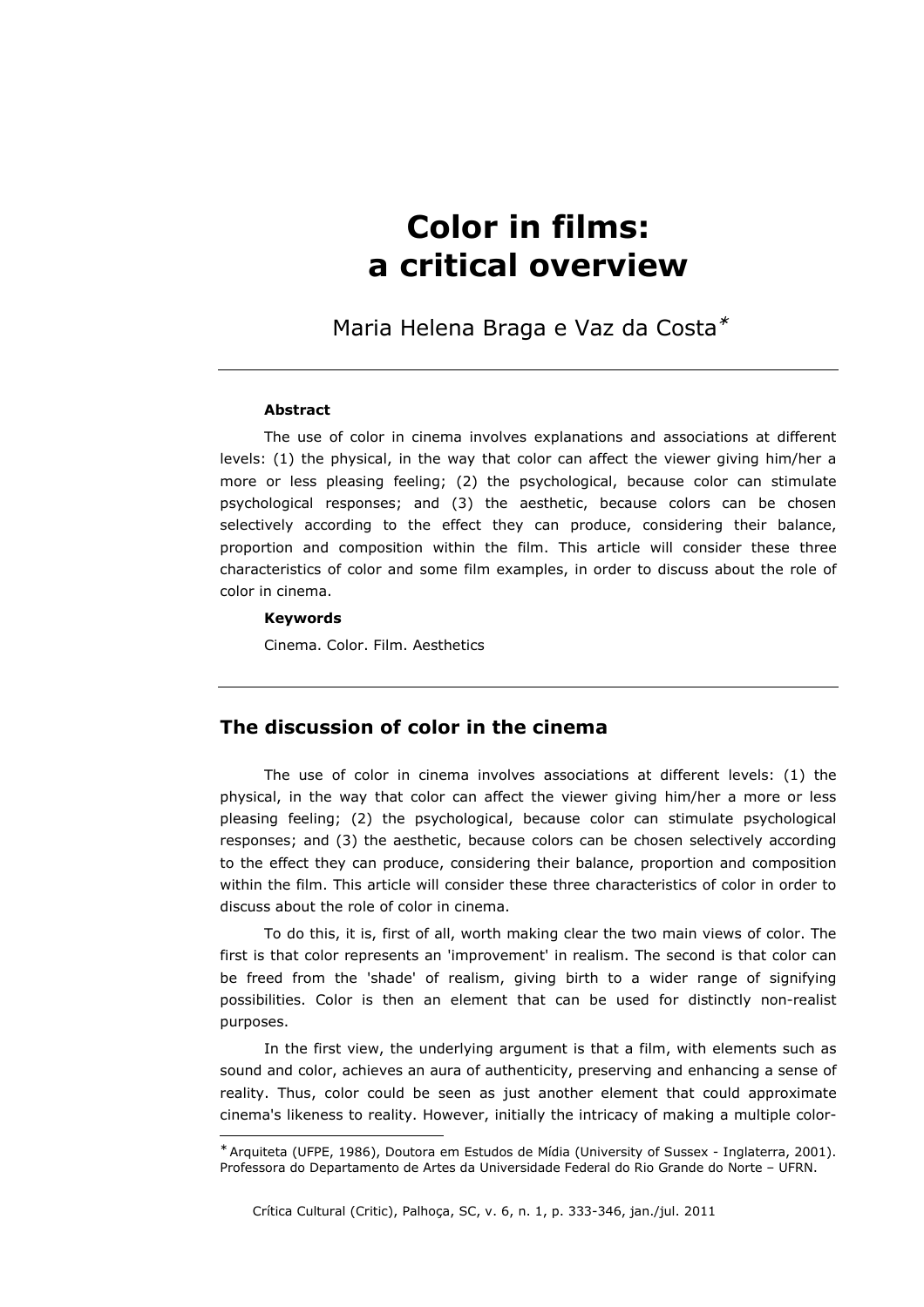# Color in films: a critical overview

Maria Helena Braga e Vaz da Costa*

**Abstract**

The use of color in cinema involves explanations and associations at different levels: (1) the physical, in the way that color can affect the viewer giving him/her a more or less pleasing feeling; (2) the psychological, because color can stimulate psychological responses; and (3) the aesthetic, because colors can be chosen selectively according to the effect they can produce, considering their balance, proportion and composition within the film. This article will consider these three characteristics of color and some film examples, in order to discuss about the role of color in cinema.

**Keywords**

Cinema. Color. Film. Aesthetics

## The discussion of color in the cinema

The use of color in cinema involves associations at different levels: (1) the physical, in the way that color can affect the viewer giving him/her a more or less pleasing feeling; (2) the psychological, because color can stimulate psychological responses; and (3) the aesthetic, because colors can be chosen selectively according to the effect they can produce, considering their balance, proportion and composition within the film. This article will consider these three characteristics of color in order to discuss about the role of color in cinema.

To do this, it is, first of all, worth making clear the two main views of color. The first is that color represents an 'improvement' in realism. The second is that color can be freed from the 'shade' of realism, giving birth to a wider range of signifying possibilities. Color is then an element that can be used for distinctly non-realist purposes.

In the first view, the underlying argument is that a film, with elements such as sound and color, achieves an aura of authenticity, preserving and enhancing a sense of reality. Thus, color could be seen as just another element that could approximate cinema's likeness to reality. However, initially the intricacy of making a multiple color-

* Arquiteta (UFPE, 1986), Doutora em Estudos de Mídia (University of Sussex - Inglaterra, 2001). Professora do Departamento de Artes da Universidade Federal do Rio Grande do Norte – UFRN.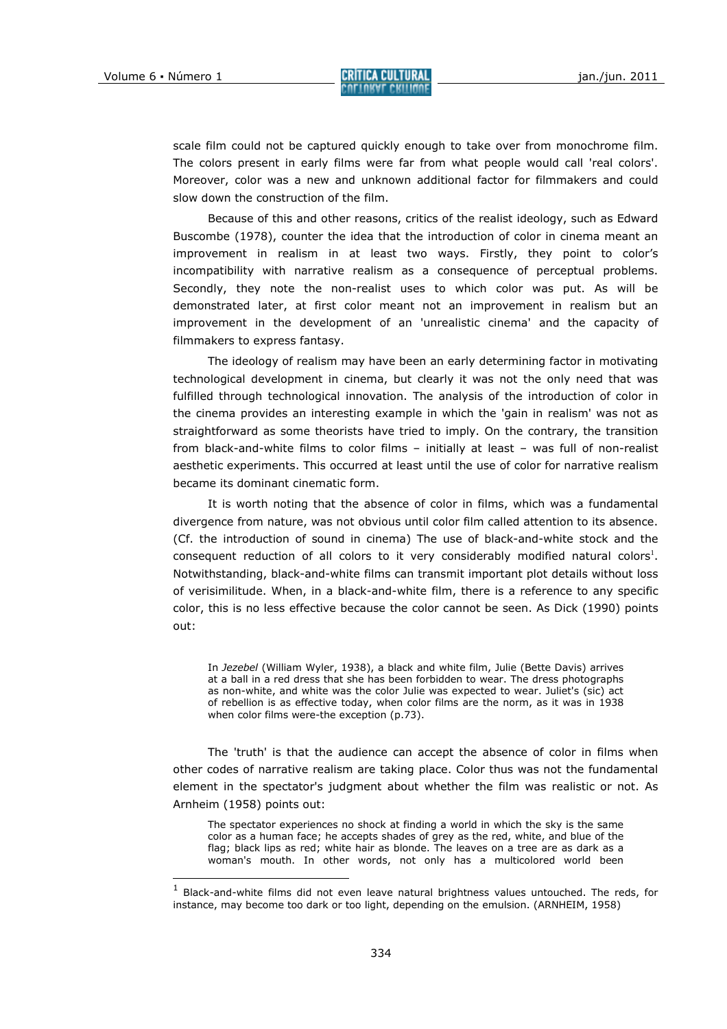scale film could not be captured quickly enough to take over from monochrome film. The colors present in early films were far from what people would call 'real colors'. Moreover, color was a new and unknown additional factor for filmmakers and could slow down the construction of the film.

Because of this and other reasons, critics of the realist ideology, such as Edward Buscombe (1978), counter the idea that the introduction of color in cinema meant an improvement in realism in at least two ways. Firstly, they point to color's incompatibility with narrative realism as a consequence of perceptual problems. Secondly, they note the non-realist uses to which color was put. As will be demonstrated later, at first color meant not an improvement in realism but an improvement in the development of an 'unrealistic cinema' and the capacity of filmmakers to express fantasy.

The ideology of realism may have been an early determining factor in motivating technological development in cinema, but clearly it was not the only need that was fulfilled through technological innovation. The analysis of the introduction of color in the cinema provides an interesting example in which the 'gain in realism' was not as straightforward as some theorists have tried to imply. On the contrary, the transition from black-and-white films to color films – initially at least – was full of non-realist aesthetic experiments. This occurred at least until the use of color for narrative realism became its dominant cinematic form.

It is worth noting that the absence of color in films, which was a fundamental divergence from nature, was not obvious until color film called attention to its absence. (Cf. the introduction of sound in cinema) The use of black-and-white stock and the consequent reduction of all colors to it very considerably modified natural colors[1]. Notwithstanding, black-and-white films can transmit important plot details without loss of verisimilitude. When, in a black-and-white film, there is a reference to any specific color, this is no less effective because the color cannot be seen. As Dick (1990) points out:

> In *Jezebel* (William Wyler, 1938), a black and white film, Julie (Bette Davis) arrives at a ball in a red dress that she has been forbidden to wear. The dress photographs as non-white, and white was the color Julie was expected to wear. Juliet's (sic) act of rebellion is as effective today, when color films are the norm, as it was in 1938 when color films were-the exception (p.73).

The 'truth' is that the audience can accept the absence of color in films when other codes of narrative realism are taking place. Color thus was not the fundamental element in the spectator's judgment about whether the film was realistic or not. As Arnheim (1958) points out:

> The spectator experiences no shock at finding a world in which the sky is the same color as a human face; he accepts shades of grey as the red, white, and blue of the flag; black lips as red; white hair as blonde. The leaves on a tree are as dark as a woman's mouth. In other words, not only has a multicolored world been

[1] Black-and-white films did not even leave natural brightness values untouched. The reds, for instance, may become too dark or too light, depending on the emulsion. (ARNHEIM, 1958)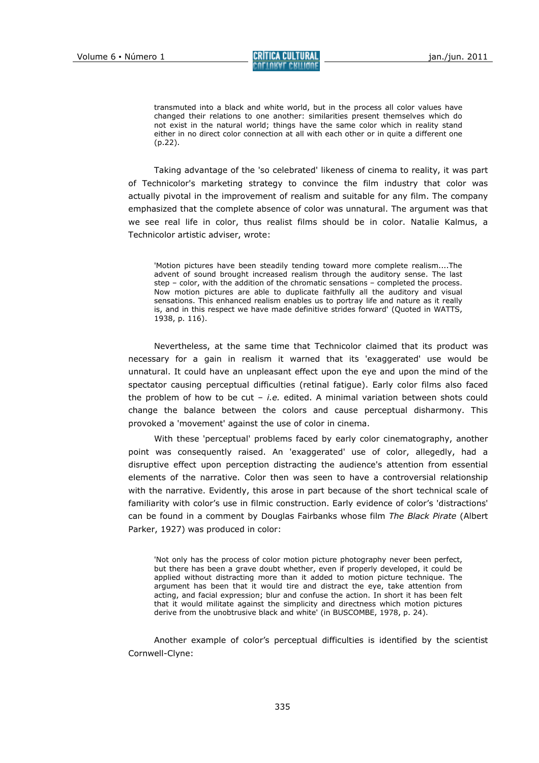> transmuted into a black and white world, but in the process all color values have changed their relations to one another: similarities present themselves which do not exist in the natural world; things have the same color which in reality stand either in no direct color connection at all with each other or in quite a different one (p.22).

Taking advantage of the 'so celebrated' likeness of cinema to reality, it was part of Technicolor's marketing strategy to convince the film industry that color was actually pivotal in the improvement of realism and suitable for any film. The company emphasized that the complete absence of color was unnatural. The argument was that we see real life in color, thus realist films should be in color. Natalie Kalmus, a Technicolor artistic adviser, wrote:

> 'Motion pictures have been steadily tending toward more complete realism....The advent of sound brought increased realism through the auditory sense. The last step – color, with the addition of the chromatic sensations – completed the process. Now motion pictures are able to duplicate faithfully all the auditory and visual sensations. This enhanced realism enables us to portray life and nature as it really is, and in this respect we have made definitive strides forward' (Quoted in WATTS, 1938, p. 116).

Nevertheless, at the same time that Technicolor claimed that its product was necessary for a gain in realism it warned that its 'exaggerated' use would be unnatural. It could have an unpleasant effect upon the eye and upon the mind of the spectator causing perceptual difficulties (retinal fatigue). Early color films also faced the problem of how to be cut – *i.e.* edited. A minimal variation between shots could change the balance between the colors and cause perceptual disharmony. This provoked a 'movement' against the use of color in cinema.

With these 'perceptual' problems faced by early color cinematography, another point was consequently raised. An 'exaggerated' use of color, allegedly, had a disruptive effect upon perception distracting the audience's attention from essential elements of the narrative. Color then was seen to have a controversial relationship with the narrative. Evidently, this arose in part because of the short technical scale of familiarity with color's use in filmic construction. Early evidence of color's 'distractions' can be found in a comment by Douglas Fairbanks whose film *The Black Pirate* (Albert Parker, 1927) was produced in color:

> 'Not only has the process of color motion picture photography never been perfect, but there has been a grave doubt whether, even if properly developed, it could be applied without distracting more than it added to motion picture technique. The argument has been that it would tire and distract the eye, take attention from acting, and facial expression; blur and confuse the action. In short it has been felt that it would militate against the simplicity and directness which motion pictures derive from the unobtrusive black and white' (in BUSCOMBE, 1978, p. 24).

Another example of color's perceptual difficulties is identified by the scientist Cornwell-Clyne: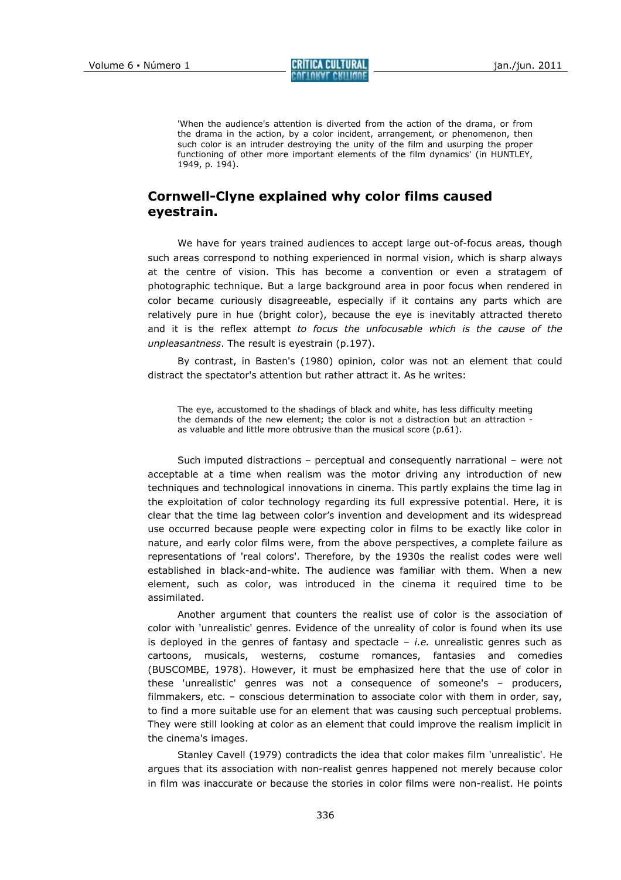> 'When the audience's attention is diverted from the action of the drama, or from the drama in the action, by a color incident, arrangement, or phenomenon, then such color is an intruder destroying the unity of the film and usurping the proper functioning of other more important elements of the film dynamics' (in HUNTLEY, 1949, p. 194).

## Cornwell-Clyne explained why color films caused eyestrain.

We have for years trained audiences to accept large out-of-focus areas, though such areas correspond to nothing experienced in normal vision, which is sharp always at the centre of vision. This has become a convention or even a stratagem of photographic technique. But a large background area in poor focus when rendered in color became curiously disagreeable, especially if it contains any parts which are relatively pure in hue (bright color), because the eye is inevitably attracted thereto and it is the reflex attempt *to focus the unfocusable which is the cause of the unpleasantness*. The result is eyestrain (p.197).

By contrast, in Basten's (1980) opinion, color was not an element that could distract the spectator's attention but rather attract it. As he writes:

> The eye, accustomed to the shadings of black and white, has less difficulty meeting the demands of the new element; the color is not a distraction but an attraction - as valuable and little more obtrusive than the musical score (p.61).

Such imputed distractions – perceptual and consequently narrational – were not acceptable at a time when realism was the motor driving any introduction of new techniques and technological innovations in cinema. This partly explains the time lag in the exploitation of color technology regarding its full expressive potential. Here, it is clear that the time lag between color's invention and development and its widespread use occurred because people were expecting color in films to be exactly like color in nature, and early color films were, from the above perspectives, a complete failure as representations of 'real colors'. Therefore, by the 1930s the realist codes were well established in black-and-white. The audience was familiar with them. When a new element, such as color, was introduced in the cinema it required time to be assimilated.

Another argument that counters the realist use of color is the association of color with 'unrealistic' genres. Evidence of the unreality of color is found when its use is deployed in the genres of fantasy and spectacle – *i.e.* unrealistic genres such as cartoons, musicals, westerns, costume romances, fantasies and comedies (BUSCOMBE, 1978). However, it must be emphasized here that the use of color in these 'unrealistic' genres was not a consequence of someone's – producers, filmmakers, etc. – conscious determination to associate color with them in order, say, to find a more suitable use for an element that was causing such perceptual problems. They were still looking at color as an element that could improve the realism implicit in the cinema's images.

Stanley Cavell (1979) contradicts the idea that color makes film 'unrealistic'. He argues that its association with non-realist genres happened not merely because color in film was inaccurate or because the stories in color films were non-realist. He points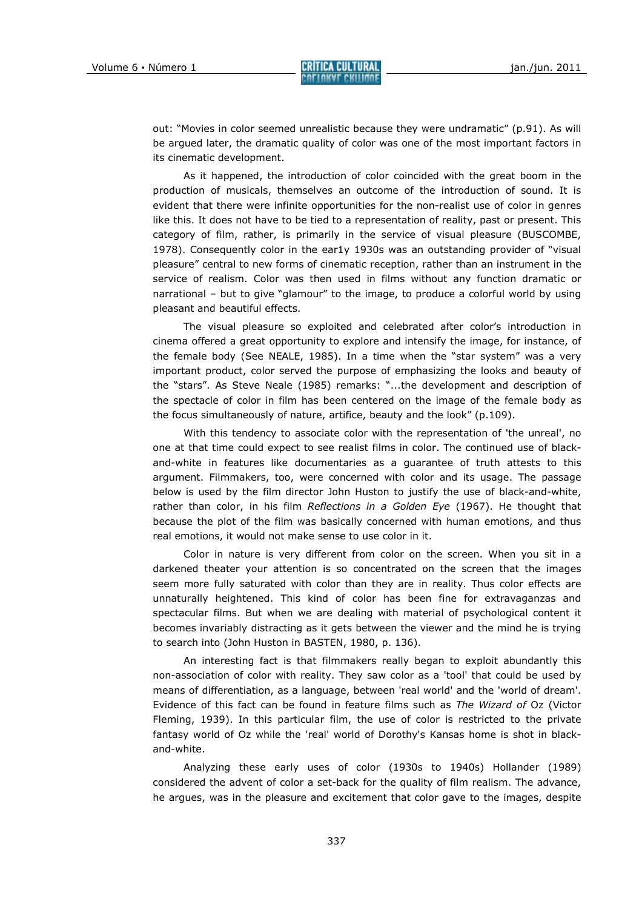out: “Movies in color seemed unrealistic because they were undramatic” (p.91). As will be argued later, the dramatic quality of color was one of the most important factors in its cinematic development.

As it happened, the introduction of color coincided with the great boom in the production of musicals, themselves an outcome of the introduction of sound. It is evident that there were infinite opportunities for the non-realist use of color in genres like this. It does not have to be tied to a representation of reality, past or present. This category of film, rather, is primarily in the service of visual pleasure (BUSCOMBE, 1978). Consequently color in the ear1y 1930s was an outstanding provider of “visual pleasure” central to new forms of cinematic reception, rather than an instrument in the service of realism. Color was then used in films without any function dramatic or narrational – but to give “glamour” to the image, to produce a colorful world by using pleasant and beautiful effects.

The visual pleasure so exploited and celebrated after color’s introduction in cinema offered a great opportunity to explore and intensify the image, for instance, of the female body (See NEALE, 1985). In a time when the “star system” was a very important product, color served the purpose of emphasizing the looks and beauty of the “stars”. As Steve Neale (1985) remarks: “...the development and description of the spectacle of color in film has been centered on the image of the female body as the focus simultaneously of nature, artifice, beauty and the look” (p.109).

With this tendency to associate color with the representation of 'the unreal', no one at that time could expect to see realist films in color. The continued use of black-and-white in features like documentaries as a guarantee of truth attests to this argument. Filmmakers, too, were concerned with color and its usage. The passage below is used by the film director John Huston to justify the use of black-and-white, rather than color, in his film *Reflections in a Golden Eye* (1967). He thought that because the plot of the film was basically concerned with human emotions, and thus real emotions, it would not make sense to use color in it.

Color in nature is very different from color on the screen. When you sit in a darkened theater your attention is so concentrated on the screen that the images seem more fully saturated with color than they are in reality. Thus color effects are unnaturally heightened. This kind of color has been fine for extravaganzas and spectacular films. But when we are dealing with material of psychological content it becomes invariably distracting as it gets between the viewer and the mind he is trying to search into (John Huston in BASTEN, 1980, p. 136).

An interesting fact is that filmmakers really began to exploit abundantly this non-association of color with reality. They saw color as a 'tool' that could be used by means of differentiation, as a language, between 'real world' and the 'world of dream'. Evidence of this fact can be found in feature films such as *The Wizard of* Oz (Victor Fleming, 1939). In this particular film, the use of color is restricted to the private fantasy world of Oz while the 'real' world of Dorothy's Kansas home is shot in black-and-white.

Analyzing these early uses of color (1930s to 1940s) Hollander (1989) considered the advent of color a set-back for the quality of film realism. The advance, he argues, was in the pleasure and excitement that color gave to the images, despite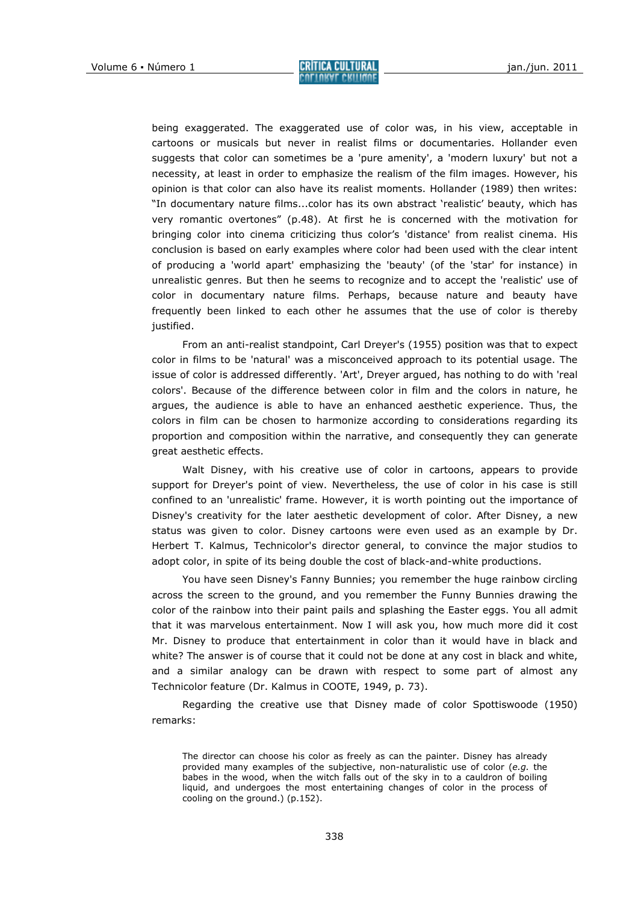being exaggerated. The exaggerated use of color was, in his view, acceptable in cartoons or musicals but never in realist films or documentaries. Hollander even suggests that color can sometimes be a 'pure amenity', a 'modern luxury' but not a necessity, at least in order to emphasize the realism of the film images. However, his opinion is that color can also have its realist moments. Hollander (1989) then writes: "In documentary nature films...color has its own abstract 'realistic' beauty, which has very romantic overtones" (p.48). At first he is concerned with the motivation for bringing color into cinema criticizing thus color's 'distance' from realist cinema. His conclusion is based on early examples where color had been used with the clear intent of producing a 'world apart' emphasizing the 'beauty' (of the 'star' for instance) in unrealistic genres. But then he seems to recognize and to accept the 'realistic' use of color in documentary nature films. Perhaps, because nature and beauty have frequently been linked to each other he assumes that the use of color is thereby justified.

From an anti-realist standpoint, Carl Dreyer's (1955) position was that to expect color in films to be 'natural' was a misconceived approach to its potential usage. The issue of color is addressed differently. 'Art', Dreyer argued, has nothing to do with 'real colors'. Because of the difference between color in film and the colors in nature, he argues, the audience is able to have an enhanced aesthetic experience. Thus, the colors in film can be chosen to harmonize according to considerations regarding its proportion and composition within the narrative, and consequently they can generate great aesthetic effects.

Walt Disney, with his creative use of color in cartoons, appears to provide support for Dreyer's point of view. Nevertheless, the use of color in his case is still confined to an 'unrealistic' frame. However, it is worth pointing out the importance of Disney's creativity for the later aesthetic development of color. After Disney, a new status was given to color. Disney cartoons were even used as an example by Dr. Herbert T. Kalmus, Technicolor's director general, to convince the major studios to adopt color, in spite of its being double the cost of black-and-white productions.

You have seen Disney's Fanny Bunnies; you remember the huge rainbow circling across the screen to the ground, and you remember the Funny Bunnies drawing the color of the rainbow into their paint pails and splashing the Easter eggs. You all admit that it was marvelous entertainment. Now I will ask you, how much more did it cost Mr. Disney to produce that entertainment in color than it would have in black and white? The answer is of course that it could not be done at any cost in black and white, and a similar analogy can be drawn with respect to some part of almost any Technicolor feature (Dr. Kalmus in COOTE, 1949, p. 73).

Regarding the creative use that Disney made of color Spottiswoode (1950) remarks:

> The director can choose his color as freely as can the painter. Disney has already provided many examples of the subjective, non-naturalistic use of color (*e.g.* the babes in the wood, when the witch falls out of the sky in to a cauldron of boiling liquid, and undergoes the most entertaining changes of color in the process of cooling on the ground.) (p.152).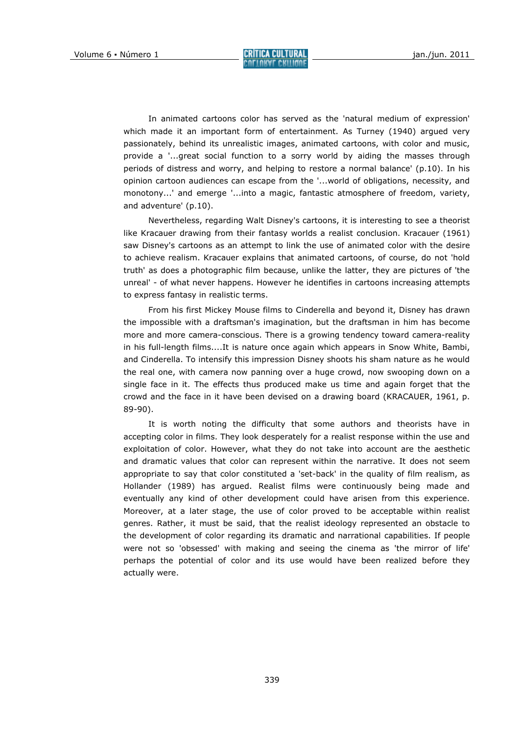In animated cartoons color has served as the 'natural medium of expression' which made it an important form of entertainment. As Turney (1940) argued very passionately, behind its unrealistic images, animated cartoons, with color and music, provide a '...great social function to a sorry world by aiding the masses through periods of distress and worry, and helping to restore a normal balance' (p.10). In his opinion cartoon audiences can escape from the '...world of obligations, necessity, and monotony...' and emerge '...into a magic, fantastic atmosphere of freedom, variety, and adventure' (p.10).

Nevertheless, regarding Walt Disney's cartoons, it is interesting to see a theorist like Kracauer drawing from their fantasy worlds a realist conclusion. Kracauer (1961) saw Disney's cartoons as an attempt to link the use of animated color with the desire to achieve realism. Kracauer explains that animated cartoons, of course, do not 'hold truth' as does a photographic film because, unlike the latter, they are pictures of 'the unreal' - of what never happens. However he identifies in cartoons increasing attempts to express fantasy in realistic terms.

From his first Mickey Mouse films to Cinderella and beyond it, Disney has drawn the impossible with a draftsman's imagination, but the draftsman in him has become more and more camera-conscious. There is a growing tendency toward camera-reality in his full-length films....It is nature once again which appears in Snow White, Bambi, and Cinderella. To intensify this impression Disney shoots his sham nature as he would the real one, with camera now panning over a huge crowd, now swooping down on a single face in it. The effects thus produced make us time and again forget that the crowd and the face in it have been devised on a drawing board (KRACAUER, 1961, p. 89-90).

It is worth noting the difficulty that some authors and theorists have in accepting color in films. They look desperately for a realist response within the use and exploitation of color. However, what they do not take into account are the aesthetic and dramatic values that color can represent within the narrative. It does not seem appropriate to say that color constituted a 'set-back' in the quality of film realism, as Hollander (1989) has argued. Realist films were continuously being made and eventually any kind of other development could have arisen from this experience. Moreover, at a later stage, the use of color proved to be acceptable within realist genres. Rather, it must be said, that the realist ideology represented an obstacle to the development of color regarding its dramatic and narrational capabilities. If people were not so 'obsessed' with making and seeing the cinema as 'the mirror of life' perhaps the potential of color and its use would have been realized before they actually were.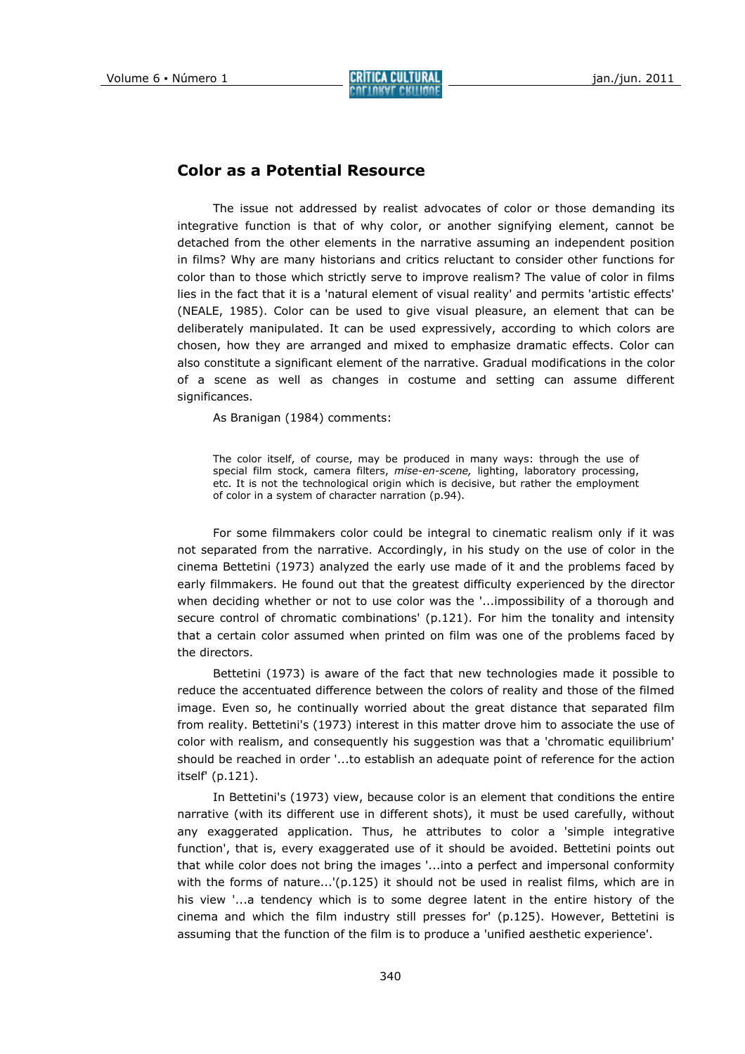## Color as a Potential Resource

The issue not addressed by realist advocates of color or those demanding its integrative function is that of why color, or another signifying element, cannot be detached from the other elements in the narrative assuming an independent position in films? Why are many historians and critics reluctant to consider other functions for color than to those which strictly serve to improve realism? The value of color in films lies in the fact that it is a 'natural element of visual reality' and permits 'artistic effects' (NEALE, 1985). Color can be used to give visual pleasure, an element that can be deliberately manipulated. It can be used expressively, according to which colors are chosen, how they are arranged and mixed to emphasize dramatic effects. Color can also constitute a significant element of the narrative. Gradual modifications in the color of a scene as well as changes in costume and setting can assume different significances.

As Branigan (1984) comments:

> The color itself, of course, may be produced in many ways: through the use of special film stock, camera filters, *mise-en-scene,* lighting, laboratory processing, etc. It is not the technological origin which is decisive, but rather the employment of color in a system of character narration (p.94).

For some filmmakers color could be integral to cinematic realism only if it was not separated from the narrative. Accordingly, in his study on the use of color in the cinema Bettetini (1973) analyzed the early use made of it and the problems faced by early filmmakers. He found out that the greatest difficulty experienced by the director when deciding whether or not to use color was the '...impossibility of a thorough and secure control of chromatic combinations' (p.121). For him the tonality and intensity that a certain color assumed when printed on film was one of the problems faced by the directors.

Bettetini (1973) is aware of the fact that new technologies made it possible to reduce the accentuated difference between the colors of reality and those of the filmed image. Even so, he continually worried about the great distance that separated film from reality. Bettetini's (1973) interest in this matter drove him to associate the use of color with realism, and consequently his suggestion was that a 'chromatic equilibrium' should be reached in order '...to establish an adequate point of reference for the action itself' (p.121).

In Bettetini's (1973) view, because color is an element that conditions the entire narrative (with its different use in different shots), it must be used carefully, without any exaggerated application. Thus, he attributes to color a 'simple integrative function', that is, every exaggerated use of it should be avoided. Bettetini points out that while color does not bring the images '...into a perfect and impersonal conformity with the forms of nature...'(p.125) it should not be used in realist films, which are in his view '...a tendency which is to some degree latent in the entire history of the cinema and which the film industry still presses for' (p.125). However, Bettetini is assuming that the function of the film is to produce a 'unified aesthetic experience'.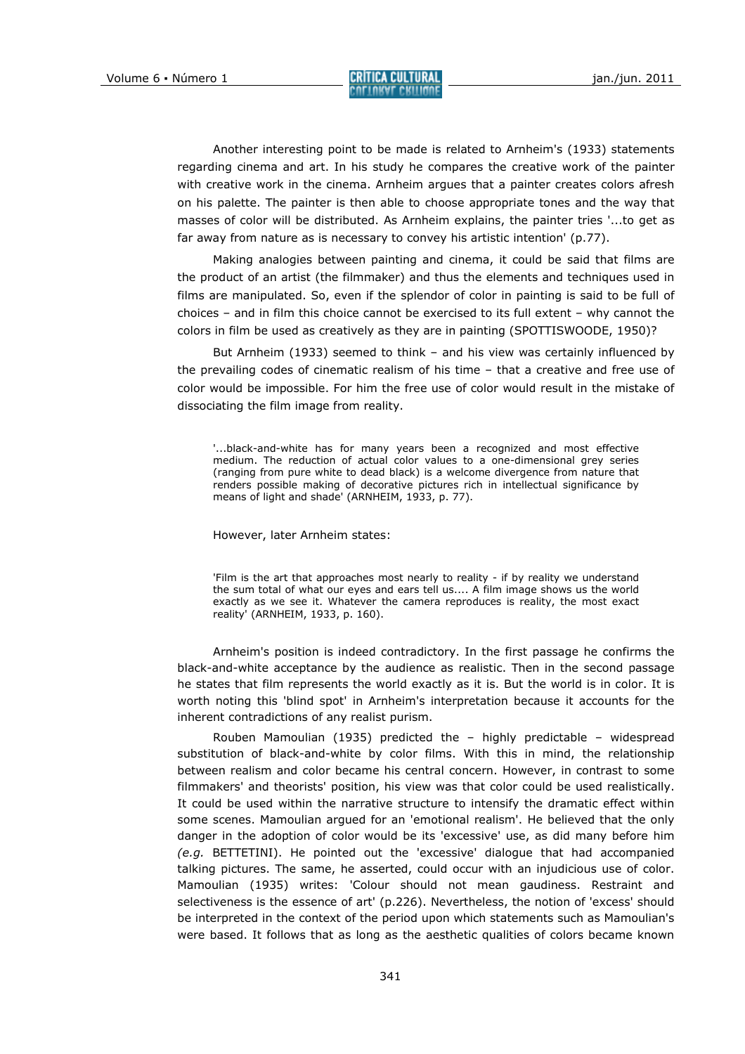Another interesting point to be made is related to Arnheim's (1933) statements regarding cinema and art. In his study he compares the creative work of the painter with creative work in the cinema. Arnheim argues that a painter creates colors afresh on his palette. The painter is then able to choose appropriate tones and the way that masses of color will be distributed. As Arnheim explains, the painter tries '...to get as far away from nature as is necessary to convey his artistic intention' (p.77).

Making analogies between painting and cinema, it could be said that films are the product of an artist (the filmmaker) and thus the elements and techniques used in films are manipulated. So, even if the splendor of color in painting is said to be full of choices – and in film this choice cannot be exercised to its full extent – why cannot the colors in film be used as creatively as they are in painting (SPOTTISWOODE, 1950)?

But Arnheim (1933) seemed to think – and his view was certainly influenced by the prevailing codes of cinematic realism of his time – that a creative and free use of color would be impossible. For him the free use of color would result in the mistake of dissociating the film image from reality.

> '...black-and-white has for many years been a recognized and most effective medium. The reduction of actual color values to a one-dimensional grey series (ranging from pure white to dead black) is a welcome divergence from nature that renders possible making of decorative pictures rich in intellectual significance by means of light and shade' (ARNHEIM, 1933, p. 77).

However, later Arnheim states:

> 'Film is the art that approaches most nearly to reality - if by reality we understand the sum total of what our eyes and ears tell us.... A film image shows us the world exactly as we see it. Whatever the camera reproduces is reality, the most exact reality' (ARNHEIM, 1933, p. 160).

Arnheim's position is indeed contradictory. In the first passage he confirms the black-and-white acceptance by the audience as realistic. Then in the second passage he states that film represents the world exactly as it is. But the world is in color. It is worth noting this 'blind spot' in Arnheim's interpretation because it accounts for the inherent contradictions of any realist purism.

Rouben Mamoulian (1935) predicted the – highly predictable – widespread substitution of black-and-white by color films. With this in mind, the relationship between realism and color became his central concern. However, in contrast to some filmmakers' and theorists' position, his view was that color could be used realistically. It could be used within the narrative structure to intensify the dramatic effect within some scenes. Mamoulian argued for an 'emotional realism'. He believed that the only danger in the adoption of color would be its 'excessive' use, as did many before him *(e.g.* BETTETINI). He pointed out the 'excessive' dialogue that had accompanied talking pictures. The same, he asserted, could occur with an injudicious use of color. Mamoulian (1935) writes: 'Colour should not mean gaudiness. Restraint and selectiveness is the essence of art' (p.226). Nevertheless, the notion of 'excess' should be interpreted in the context of the period upon which statements such as Mamoulian's were based. It follows that as long as the aesthetic qualities of colors became known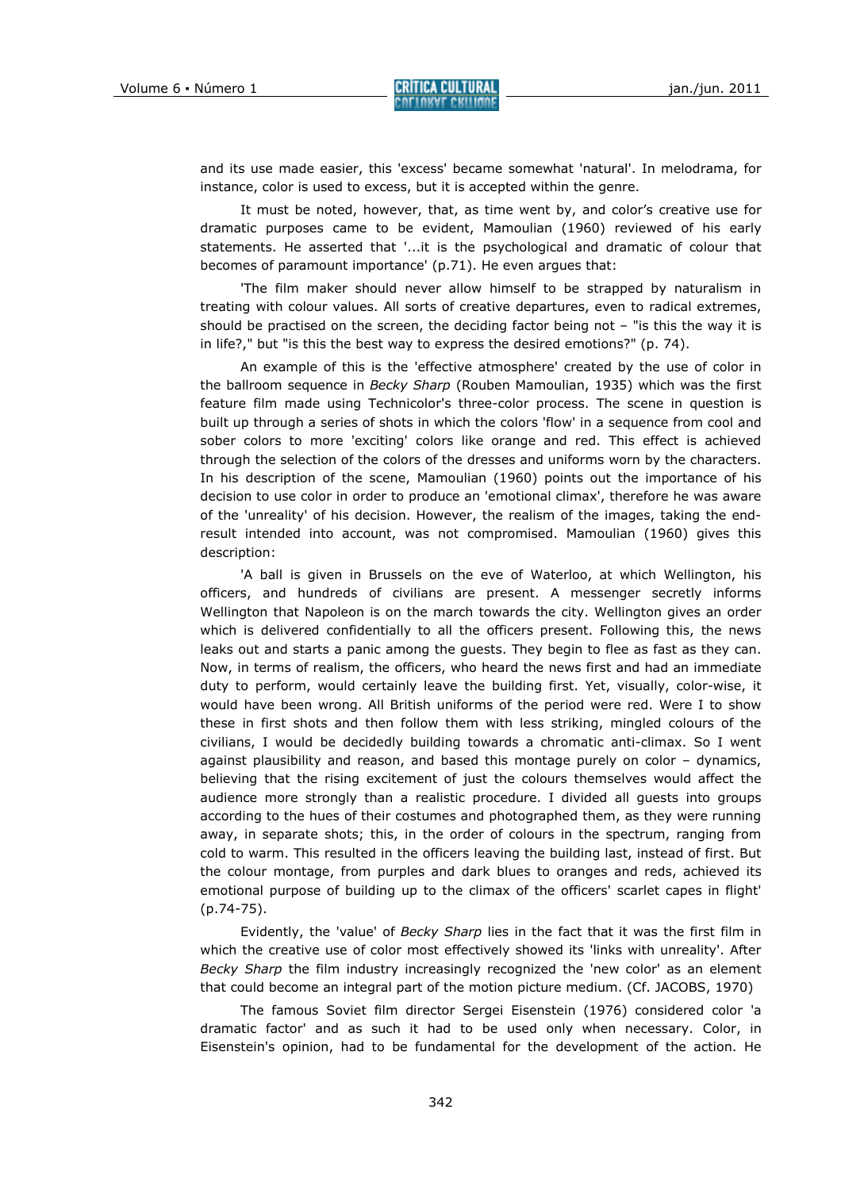and its use made easier, this 'excess' became somewhat 'natural'. In melodrama, for instance, color is used to excess, but it is accepted within the genre.

It must be noted, however, that, as time went by, and color's creative use for dramatic purposes came to be evident, Mamoulian (1960) reviewed of his early statements. He asserted that '...it is the psychological and dramatic of colour that becomes of paramount importance' (p.71). He even argues that:

'The film maker should never allow himself to be strapped by naturalism in treating with colour values. All sorts of creative departures, even to radical extremes, should be practised on the screen, the deciding factor being not – "is this the way it is in life?," but "is this the best way to express the desired emotions?" (p. 74).

An example of this is the 'effective atmosphere' created by the use of color in the ballroom sequence in *Becky Sharp* (Rouben Mamoulian, 1935) which was the first feature film made using Technicolor's three-color process. The scene in question is built up through a series of shots in which the colors 'flow' in a sequence from cool and sober colors to more 'exciting' colors like orange and red. This effect is achieved through the selection of the colors of the dresses and uniforms worn by the characters. In his description of the scene, Mamoulian (1960) points out the importance of his decision to use color in order to produce an 'emotional climax', therefore he was aware of the 'unreality' of his decision. However, the realism of the images, taking the end-result intended into account, was not compromised. Mamoulian (1960) gives this description:

'A ball is given in Brussels on the eve of Waterloo, at which Wellington, his officers, and hundreds of civilians are present. A messenger secretly informs Wellington that Napoleon is on the march towards the city. Wellington gives an order which is delivered confidentially to all the officers present. Following this, the news leaks out and starts a panic among the guests. They begin to flee as fast as they can. Now, in terms of realism, the officers, who heard the news first and had an immediate duty to perform, would certainly leave the building first. Yet, visually, color-wise, it would have been wrong. All British uniforms of the period were red. Were I to show these in first shots and then follow them with less striking, mingled colours of the civilians, I would be decidedly building towards a chromatic anti-climax. So I went against plausibility and reason, and based this montage purely on color – dynamics, believing that the rising excitement of just the colours themselves would affect the audience more strongly than a realistic procedure. I divided all guests into groups according to the hues of their costumes and photographed them, as they were running away, in separate shots; this, in the order of colours in the spectrum, ranging from cold to warm. This resulted in the officers leaving the building last, instead of first. But the colour montage, from purples and dark blues to oranges and reds, achieved its emotional purpose of building up to the climax of the officers' scarlet capes in flight' (p.74-75).

Evidently, the 'value' of *Becky Sharp* lies in the fact that it was the first film in which the creative use of color most effectively showed its 'links with unreality'. After *Becky Sharp* the film industry increasingly recognized the 'new color' as an element that could become an integral part of the motion picture medium. (Cf. JACOBS, 1970)

The famous Soviet film director Sergei Eisenstein (1976) considered color 'a dramatic factor' and as such it had to be used only when necessary. Color, in Eisenstein's opinion, had to be fundamental for the development of the action. He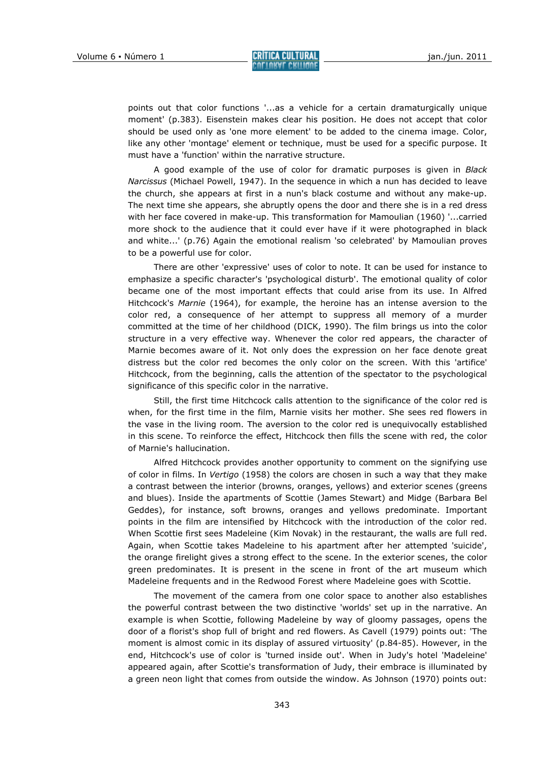points out that color functions '...as a vehicle for a certain dramaturgically unique moment' (p.383). Eisenstein makes clear his position. He does not accept that color should be used only as 'one more element' to be added to the cinema image. Color, like any other 'montage' element or technique, must be used for a specific purpose. It must have a 'function' within the narrative structure.

A good example of the use of color for dramatic purposes is given in *Black Narcissus* (Michael Powell, 1947). In the sequence in which a nun has decided to leave the church, she appears at first in a nun's black costume and without any make-up. The next time she appears, she abruptly opens the door and there she is in a red dress with her face covered in make-up. This transformation for Mamoulian (1960) '...carried more shock to the audience that it could ever have if it were photographed in black and white...' (p.76) Again the emotional realism 'so celebrated' by Mamoulian proves to be a powerful use for color.

There are other 'expressive' uses of color to note. It can be used for instance to emphasize a specific character's 'psychological disturb'. The emotional quality of color became one of the most important effects that could arise from its use. In Alfred Hitchcock's *Marnie* (1964), for example, the heroine has an intense aversion to the color red, a consequence of her attempt to suppress all memory of a murder committed at the time of her childhood (DICK, 1990). The film brings us into the color structure in a very effective way. Whenever the color red appears, the character of Marnie becomes aware of it. Not only does the expression on her face denote great distress but the color red becomes the only color on the screen. With this 'artifice' Hitchcock, from the beginning, calls the attention of the spectator to the psychological significance of this specific color in the narrative.

Still, the first time Hitchcock calls attention to the significance of the color red is when, for the first time in the film, Marnie visits her mother. She sees red flowers in the vase in the living room. The aversion to the color red is unequivocally established in this scene. To reinforce the effect, Hitchcock then fills the scene with red, the color of Marnie's hallucination.

Alfred Hitchcock provides another opportunity to comment on the signifying use of color in films. In *Vertigo* (1958) the colors are chosen in such a way that they make a contrast between the interior (browns, oranges, yellows) and exterior scenes (greens and blues). Inside the apartments of Scottie (James Stewart) and Midge (Barbara Bel Geddes), for instance, soft browns, oranges and yellows predominate. Important points in the film are intensified by Hitchcock with the introduction of the color red. When Scottie first sees Madeleine (Kim Novak) in the restaurant, the walls are full red. Again, when Scottie takes Madeleine to his apartment after her attempted 'suicide', the orange firelight gives a strong effect to the scene. In the exterior scenes, the color green predominates. It is present in the scene in front of the art museum which Madeleine frequents and in the Redwood Forest where Madeleine goes with Scottie.

The movement of the camera from one color space to another also establishes the powerful contrast between the two distinctive 'worlds' set up in the narrative. An example is when Scottie, following Madeleine by way of gloomy passages, opens the door of a florist's shop full of bright and red flowers. As Cavell (1979) points out: 'The moment is almost comic in its display of assured virtuosity' (p.84-85). However, in the end, Hitchcock's use of color is 'turned inside out'. When in Judy's hotel 'Madeleine' appeared again, after Scottie's transformation of Judy, their embrace is illuminated by a green neon light that comes from outside the window. As Johnson (1970) points out: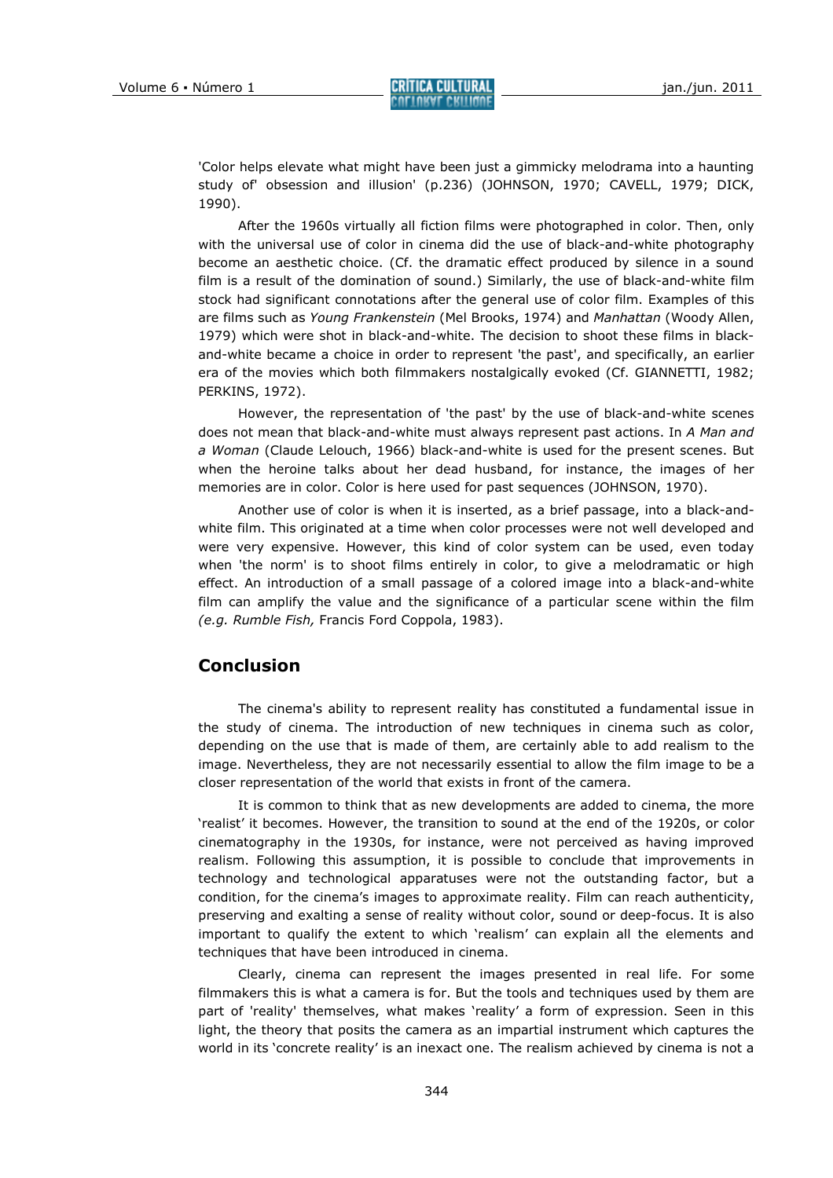'Color helps elevate what might have been just a gimmicky melodrama into a haunting study of' obsession and illusion' (p.236) (JOHNSON, 1970; CAVELL, 1979; DICK, 1990).

After the 1960s virtually all fiction films were photographed in color. Then, only with the universal use of color in cinema did the use of black-and-white photography become an aesthetic choice. (Cf. the dramatic effect produced by silence in a sound film is a result of the domination of sound.) Similarly, the use of black-and-white film stock had significant connotations after the general use of color film. Examples of this are films such as *Young Frankenstein* (Mel Brooks, 1974) and *Manhattan* (Woody Allen, 1979) which were shot in black-and-white. The decision to shoot these films in black-and-white became a choice in order to represent 'the past', and specifically, an earlier era of the movies which both filmmakers nostalgically evoked (Cf. GIANNETTI, 1982; PERKINS, 1972).

However, the representation of 'the past' by the use of black-and-white scenes does not mean that black-and-white must always represent past actions. In *A Man and a Woman* (Claude Lelouch, 1966) black-and-white is used for the present scenes. But when the heroine talks about her dead husband, for instance, the images of her memories are in color. Color is here used for past sequences (JOHNSON, 1970).

Another use of color is when it is inserted, as a brief passage, into a black-and-white film. This originated at a time when color processes were not well developed and were very expensive. However, this kind of color system can be used, even today when 'the norm' is to shoot films entirely in color, to give a melodramatic or high effect. An introduction of a small passage of a colored image into a black-and-white film can amplify the value and the significance of a particular scene within the film *(e.g. Rumble Fish,* Francis Ford Coppola, 1983).

## Conclusion

The cinema's ability to represent reality has constituted a fundamental issue in the study of cinema. The introduction of new techniques in cinema such as color, depending on the use that is made of them, are certainly able to add realism to the image. Nevertheless, they are not necessarily essential to allow the film image to be a closer representation of the world that exists in front of the camera.

It is common to think that as new developments are added to cinema, the more 'realist' it becomes. However, the transition to sound at the end of the 1920s, or color cinematography in the 1930s, for instance, were not perceived as having improved realism. Following this assumption, it is possible to conclude that improvements in technology and technological apparatuses were not the outstanding factor, but a condition, for the cinema's images to approximate reality. Film can reach authenticity, preserving and exalting a sense of reality without color, sound or deep-focus. It is also important to qualify the extent to which 'realism' can explain all the elements and techniques that have been introduced in cinema.

Clearly, cinema can represent the images presented in real life. For some filmmakers this is what a camera is for. But the tools and techniques used by them are part of 'reality' themselves, what makes 'reality' a form of expression. Seen in this light, the theory that posits the camera as an impartial instrument which captures the world in its 'concrete reality' is an inexact one. The realism achieved by cinema is not a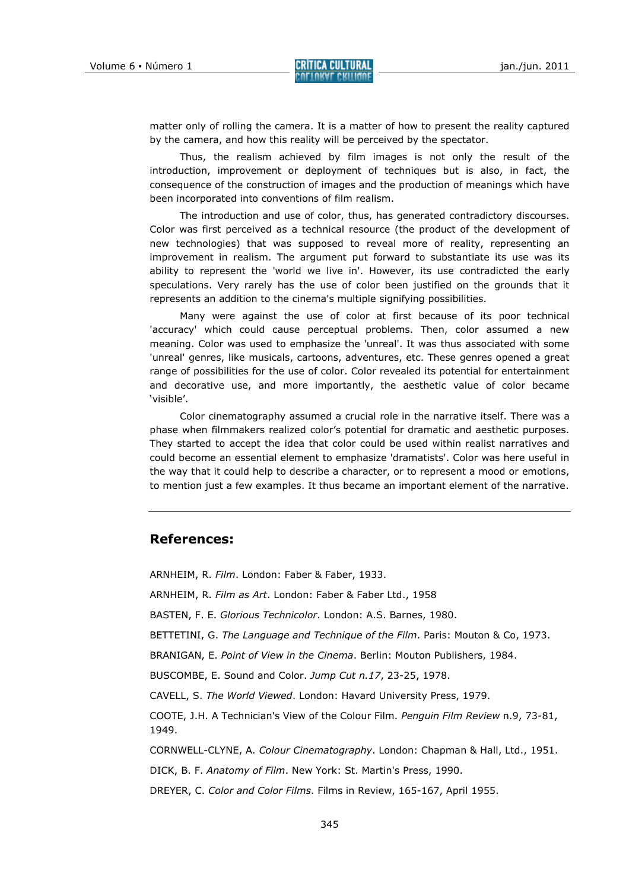matter only of rolling the camera. It is a matter of how to present the reality captured by the camera, and how this reality will be perceived by the spectator.

Thus, the realism achieved by film images is not only the result of the introduction, improvement or deployment of techniques but is also, in fact, the consequence of the construction of images and the production of meanings which have been incorporated into conventions of film realism.

The introduction and use of color, thus, has generated contradictory discourses. Color was first perceived as a technical resource (the product of the development of new technologies) that was supposed to reveal more of reality, representing an improvement in realism. The argument put forward to substantiate its use was its ability to represent the 'world we live in'. However, its use contradicted the early speculations. Very rarely has the use of color been justified on the grounds that it represents an addition to the cinema's multiple signifying possibilities.

Many were against the use of color at first because of its poor technical 'accuracy' which could cause perceptual problems. Then, color assumed a new meaning. Color was used to emphasize the 'unreal'. It was thus associated with some 'unreal' genres, like musicals, cartoons, adventures, etc. These genres opened a great range of possibilities for the use of color. Color revealed its potential for entertainment and decorative use, and more importantly, the aesthetic value of color became 'visible'.

Color cinematography assumed a crucial role in the narrative itself. There was a phase when filmmakers realized color's potential for dramatic and aesthetic purposes. They started to accept the idea that color could be used within realist narratives and could become an essential element to emphasize 'dramatists'. Color was here useful in the way that it could help to describe a character, or to represent a mood or emotions, to mention just a few examples. It thus became an important element of the narrative.

---

## References:

ARNHEIM, R. *Film*. London: Faber & Faber, 1933.

ARNHEIM, R. *Film as Art*. London: Faber & Faber Ltd., 1958

BASTEN, F. E. *Glorious Technicolor*. London: A.S. Barnes, 1980.

BETTETINI, G. *The Language and Technique of the Film*. Paris: Mouton & Co, 1973.

BRANIGAN, E. *Point of View in the Cinema*. Berlin: Mouton Publishers, 1984.

BUSCOMBE, E. Sound and Color. *Jump Cut n.17*, 23-25, 1978.

CAVELL, S. *The World Viewed*. London: Havard University Press, 1979.

COOTE, J.H. A Technician's View of the Colour Film. *Penguin Film Review* n.9, 73-81, 1949.

CORNWELL-CLYNE, A. *Colour Cinematography*. London: Chapman & Hall, Ltd., 1951.

DICK, B. F. *Anatomy of Film*. New York: St. Martin's Press, 1990.

DREYER, C. *Color and Color Films.* Films in Review, 165-167, April 1955.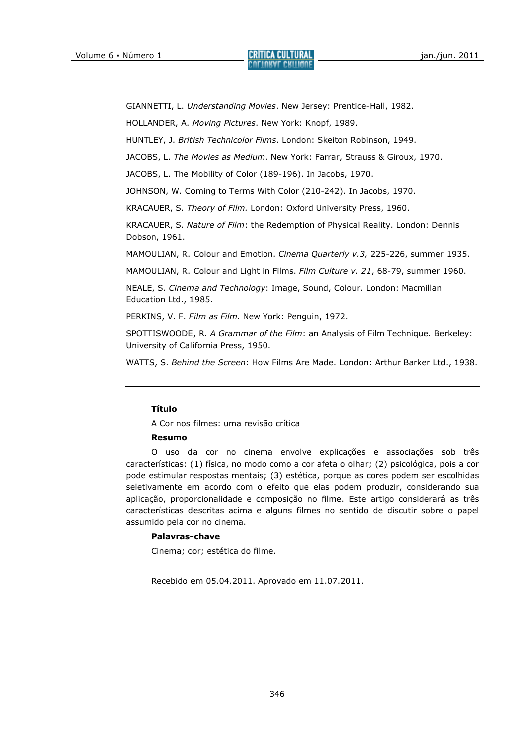GIANNETTI, L. *Understanding Movies*. New Jersey: Prentice-Hall, 1982.

HOLLANDER, A. *Moving Pictures*. New York: Knopf, 1989.

HUNTLEY, J. *British Technicolor Films*. London: Skeiton Robinson, 1949.

JACOBS, L. *The Movies as Medium*. New York: Farrar, Strauss & Giroux, 1970.

JACOBS, L. The Mobility of Color (189-196). In Jacobs, 1970.

JOHNSON, W. Coming to Terms With Color (210-242). In Jacobs, 1970.

KRACAUER, S. *Theory of Film.* London: Oxford University Press, 1960.

KRACAUER, S. *Nature of Film*: the Redemption of Physical Reality. London: Dennis Dobson, 1961.

MAMOULIAN, R. Colour and Emotion. *Cinema Quarterly v.3,* 225-226, summer 1935.

MAMOULIAN, R. Colour and Light in Films. *Film Culture v. 21*, 68-79, summer 1960.

NEALE, S. *Cinema and Technology*: Image, Sound, Colour. London: Macmillan Education Ltd., 1985.

PERKINS, V. F. *Film as Film*. New York: Penguin, 1972.

SPOTTISWOODE, R. *A Grammar of the Film*: an Analysis of Film Technique. Berkeley: University of California Press, 1950.

WATTS, S. *Behind the Screen*: How Films Are Made. London: Arthur Barker Ltd., 1938.

---

**Título**

A Cor nos filmes: uma revisão crítica

**Resumo**

O uso da cor no cinema envolve explicações e associações sob três características: (1) física, no modo como a cor afeta o olhar; (2) psicológica, pois a cor pode estimular respostas mentais; (3) estética, porque as cores podem ser escolhidas seletivamente em acordo com o efeito que elas podem produzir, considerando sua aplicação, proporcionalidade e composição no filme. Este artigo considerará as três características descritas acima e alguns filmes no sentido de discutir sobre o papel assumido pela cor no cinema.

**Palavras-chave**

Cinema; cor; estética do filme.

---

Recebido em 05.04.2011. Aprovado em 11.07.2011.